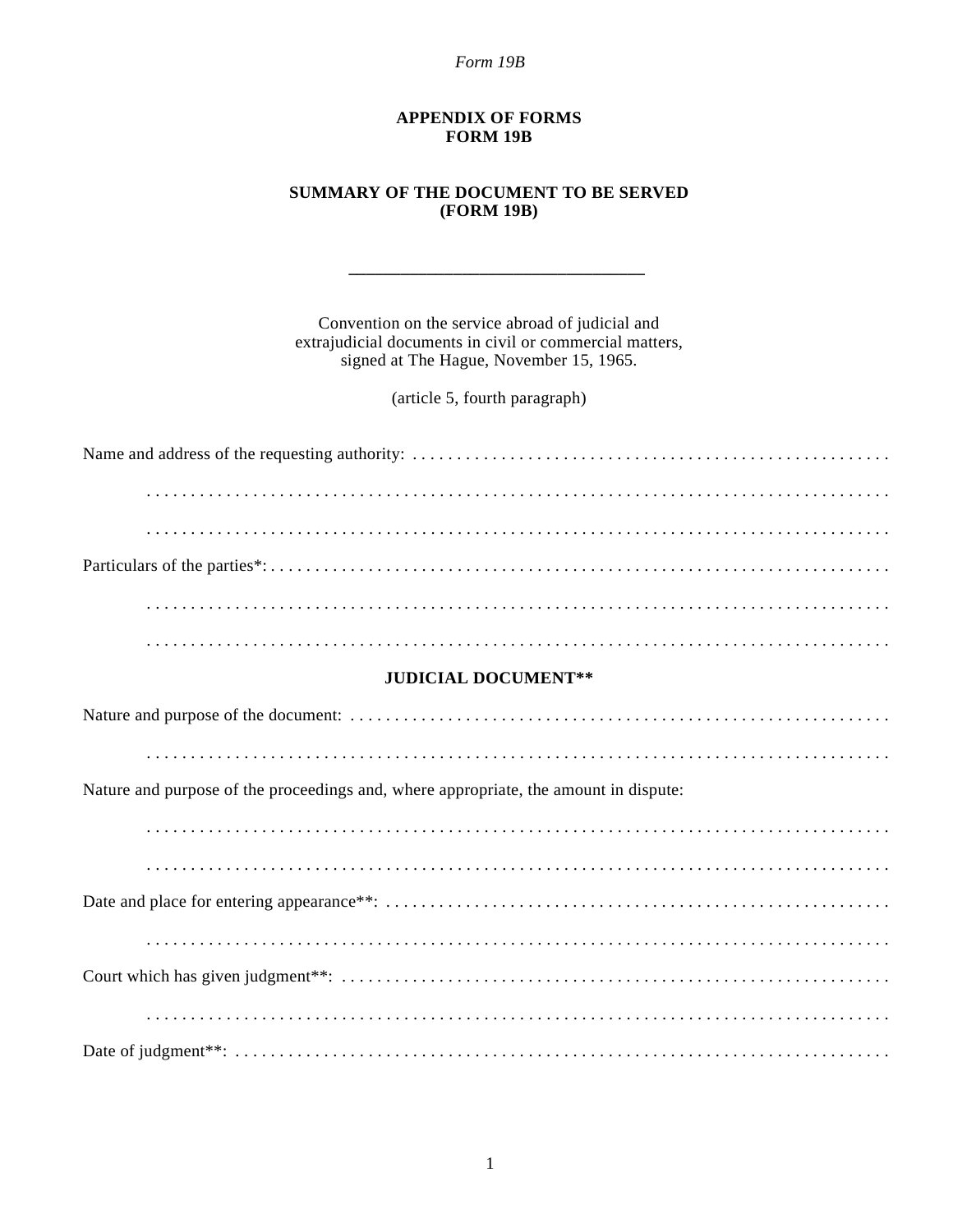# APPENDIX OF FORMS
# FORM 19B

## SUMMARY OF THE DOCUMENT TO BE SERVED
## (FORM 19B)

---

Convention on the service abroad of judicial and extrajudicial documents in civil or commercial matters, signed at The Hague, November 15, 1965.

(article 5, fourth paragraph)

Name and address of the requesting authority: . . . . . . . . . . . . . . . . . . . . . . . . . . . . . . . . . . . . . . . . . . . . . . . . . . . . .

. . . . . . . . . . . . . . . . . . . . . . . . . . . . . . . . . . . . . . . . . . . . . . . . . . . . . . . . . . . . . . . . . . . . . . . . . . . . . . . . . . .

. . . . . . . . . . . . . . . . . . . . . . . . . . . . . . . . . . . . . . . . . . . . . . . . . . . . . . . . . . . . . . . . . . . . . . . . . . . . . . . . . . .

Particulars of the parties*: . . . . . . . . . . . . . . . . . . . . . . . . . . . . . . . . . . . . . . . . . . . . . . . . . . . . . . . . . . . . . . . . . . . .

. . . . . . . . . . . . . . . . . . . . . . . . . . . . . . . . . . . . . . . . . . . . . . . . . . . . . . . . . . . . . . . . . . . . . . . . . . . . . . . . . . .

. . . . . . . . . . . . . . . . . . . . . . . . . . . . . . . . . . . . . . . . . . . . . . . . . . . . . . . . . . . . . . . . . . . . . . . . . . . . . . . . . . .

**JUDICIAL DOCUMENT****

Nature and purpose of the document: . . . . . . . . . . . . . . . . . . . . . . . . . . . . . . . . . . . . . . . . . . . . . . . . . . . . . . . . . . . .

. . . . . . . . . . . . . . . . . . . . . . . . . . . . . . . . . . . . . . . . . . . . . . . . . . . . . . . . . . . . . . . . . . . . . . . . . . . . . . . . . . .

Nature and purpose of the proceedings and, where appropriate, the amount in dispute:

. . . . . . . . . . . . . . . . . . . . . . . . . . . . . . . . . . . . . . . . . . . . . . . . . . . . . . . . . . . . . . . . . . . . . . . . . . . . . . . . . . .

. . . . . . . . . . . . . . . . . . . . . . . . . . . . . . . . . . . . . . . . . . . . . . . . . . . . . . . . . . . . . . . . . . . . . . . . . . . . . . . . . . .

Date and place for entering appearance**: . . . . . . . . . . . . . . . . . . . . . . . . . . . . . . . . . . . . . . . . . . . . . . . . . . . . . . . . .

. . . . . . . . . . . . . . . . . . . . . . . . . . . . . . . . . . . . . . . . . . . . . . . . . . . . . . . . . . . . . . . . . . . . . . . . . . . . . . . . . . .

Court which has given judgment**: . . . . . . . . . . . . . . . . . . . . . . . . . . . . . . . . . . . . . . . . . . . . . . . . . . . . . . . . . . . . . .

. . . . . . . . . . . . . . . . . . . . . . . . . . . . . . . . . . . . . . . . . . . . . . . . . . . . . . . . . . . . . . . . . . . . . . . . . . . . . . . . . . .

Date of judgment**: . . . . . . . . . . . . . . . . . . . . . . . . . . . . . . . . . . . . . . . . . . . . . . . . . . . . . . . . . . . . . . . . . . . . . . . . .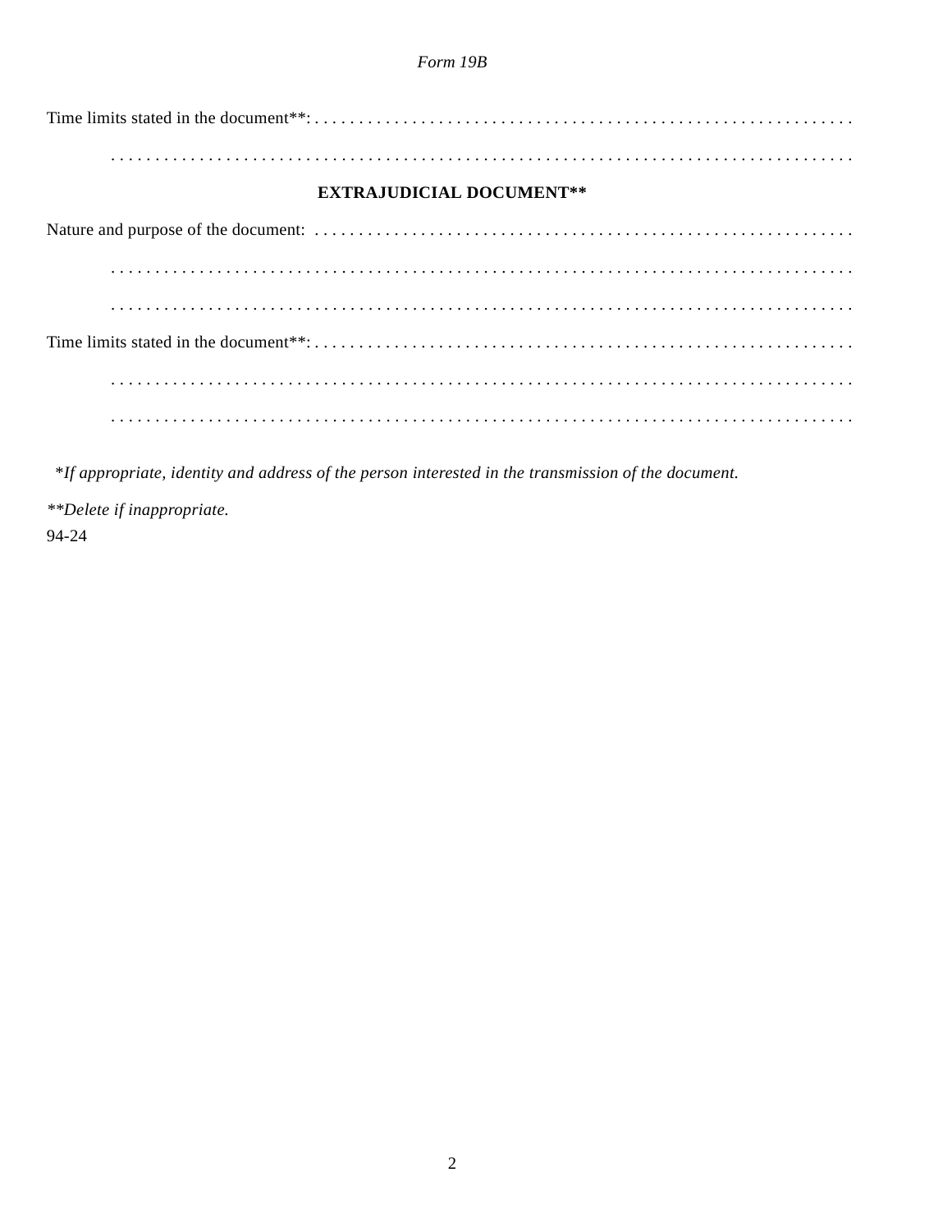Time limits stated in the document**: . . . . . . . . . . . . . . . . . . . . . . . . . . . . . . . . . . . . . . . . . . . . . . . . . . . . . . . . . . . . . . .

. . . . . . . . . . . . . . . . . . . . . . . . . . . . . . . . . . . . . . . . . . . . . . . . . . . . . . . . . . . . . . . . . . . . . . . . . . . . . . . .

**EXTRAJUDICIAL DOCUMENT****

Nature and purpose of the document: . . . . . . . . . . . . . . . . . . . . . . . . . . . . . . . . . . . . . . . . . . . . . . . . . . . . . . . . . . . . . . .

. . . . . . . . . . . . . . . . . . . . . . . . . . . . . . . . . . . . . . . . . . . . . . . . . . . . . . . . . . . . . . . . . . . . . . . . . . . . . . . .

. . . . . . . . . . . . . . . . . . . . . . . . . . . . . . . . . . . . . . . . . . . . . . . . . . . . . . . . . . . . . . . . . . . . . . . . . . . . . . . .

Time limits stated in the document**: . . . . . . . . . . . . . . . . . . . . . . . . . . . . . . . . . . . . . . . . . . . . . . . . . . . . . . . . . . . . . . .

. . . . . . . . . . . . . . . . . . . . . . . . . . . . . . . . . . . . . . . . . . . . . . . . . . . . . . . . . . . . . . . . . . . . . . . . . . . . . . . .

. . . . . . . . . . . . . . . . . . . . . . . . . . . . . . . . . . . . . . . . . . . . . . . . . . . . . . . . . . . . . . . . . . . . . . . . . . . . . . . .

*\*If appropriate, identity and address of the person interested in the transmission of the document.*

*\*\*Delete if inappropriate.*

94-24